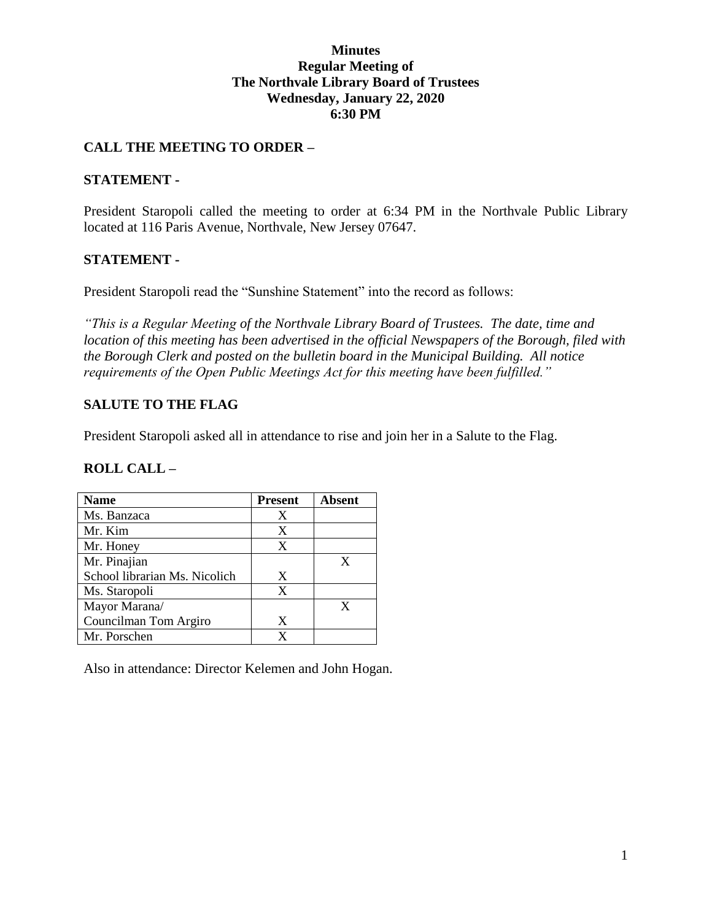**Minutes**
**Regular Meeting of**
**The Northvale Library Board of Trustees**
**Wednesday, January 22, 2020**
**6:30 PM**

## CALL THE MEETING TO ORDER –

## STATEMENT -

President Staropoli called the meeting to order at 6:34 PM in the Northvale Public Library located at 116 Paris Avenue, Northvale, New Jersey 07647.

## STATEMENT -

President Staropoli read the "Sunshine Statement" into the record as follows:

*"This is a Regular Meeting of the Northvale Library Board of Trustees. The date, time and location of this meeting has been advertised in the official Newspapers of the Borough, filed with the Borough Clerk and posted on the bulletin board in the Municipal Building. All notice requirements of the Open Public Meetings Act for this meeting have been fulfilled."*

## SALUTE TO THE FLAG

President Staropoli asked all in attendance to rise and join her in a Salute to the Flag.

## ROLL CALL –

| Name | Present | Absent |
|---|---|---|
| Ms. Banzaca | X | |
| Mr. Kim | X | |
| Mr. Honey | X | |
| Mr. Pinajian | | X |
| School librarian Ms. Nicolich | X | |
| Ms. Staropoli | X | |
| Mayor Marana/ | | X |
| Councilman Tom Argiro | X | |
| Mr. Porschen | X | |

Also in attendance: Director Kelemen and John Hogan.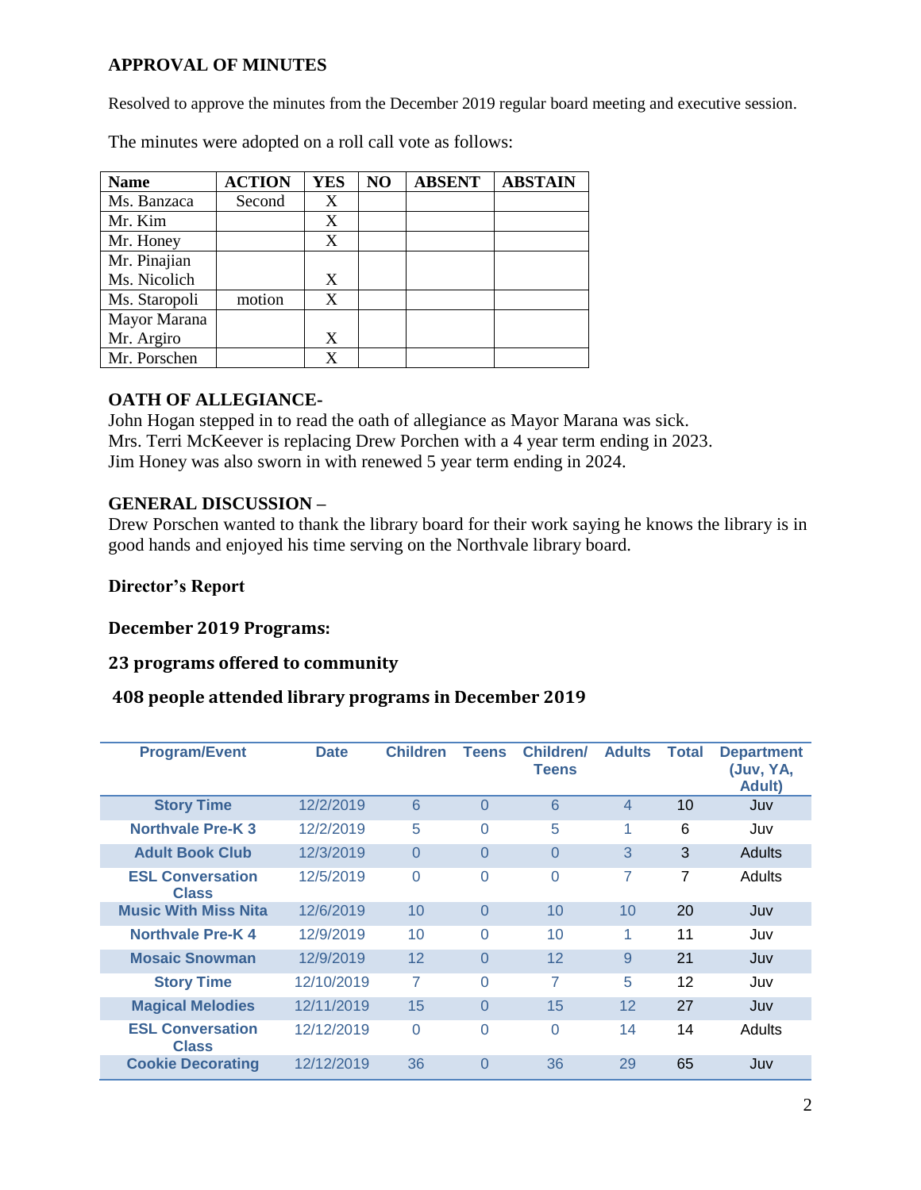**APPROVAL OF MINUTES**

Resolved to approve the minutes from the December 2019 regular board meeting and executive session.

The minutes were adopted on a roll call vote as follows:

| Name | ACTION | YES | NO | ABSENT | ABSTAIN |
|---|---|---|---|---|---|
| Ms. Banzaca | Second | X | | | |
| Mr. Kim | | X | | | |
| Mr. Honey | | X | | | |
| Mr. Pinajian Ms. Nicolich | | X | | | |
| Ms. Staropoli | motion | X | | | |
| Mayor Marana Mr. Argiro | | X | | | |
| Mr. Porschen | | X | | | |

**OATH OF ALLEGIANCE-**

John Hogan stepped in to read the oath of allegiance as Mayor Marana was sick.
Mrs. Terri McKeever is replacing Drew Porchen with a 4 year term ending in 2023.
Jim Honey was also sworn in with renewed 5 year term ending in 2024.

**GENERAL DISCUSSION –**

Drew Porschen wanted to thank the library board for their work saying he knows the library is in good hands and enjoyed his time serving on the Northvale library board.

**Director's Report**

**December 2019 Programs:**

**23 programs offered to community**

**408 people attended library programs in December 2019**

| Program/Event | Date | Children | Teens | Children/ Teens | Adults | Total | Department (Juv, YA, Adult) |
|---|---|---|---|---|---|---|---|
| Story Time | 12/2/2019 | 6 | 0 | 6 | 4 | 10 | Juv |
| Northvale Pre-K 3 | 12/2/2019 | 5 | 0 | 5 | 1 | 6 | Juv |
| Adult Book Club | 12/3/2019 | 0 | 0 | 0 | 3 | 3 | Adults |
| ESL Conversation Class | 12/5/2019 | 0 | 0 | 0 | 7 | 7 | Adults |
| Music With Miss Nita | 12/6/2019 | 10 | 0 | 10 | 10 | 20 | Juv |
| Northvale Pre-K 4 | 12/9/2019 | 10 | 0 | 10 | 1 | 11 | Juv |
| Mosaic Snowman | 12/9/2019 | 12 | 0 | 12 | 9 | 21 | Juv |
| Story Time | 12/10/2019 | 7 | 0 | 7 | 5 | 12 | Juv |
| Magical Melodies | 12/11/2019 | 15 | 0 | 15 | 12 | 27 | Juv |
| ESL Conversation Class | 12/12/2019 | 0 | 0 | 0 | 14 | 14 | Adults |
| Cookie Decorating | 12/12/2019 | 36 | 0 | 36 | 29 | 65 | Juv |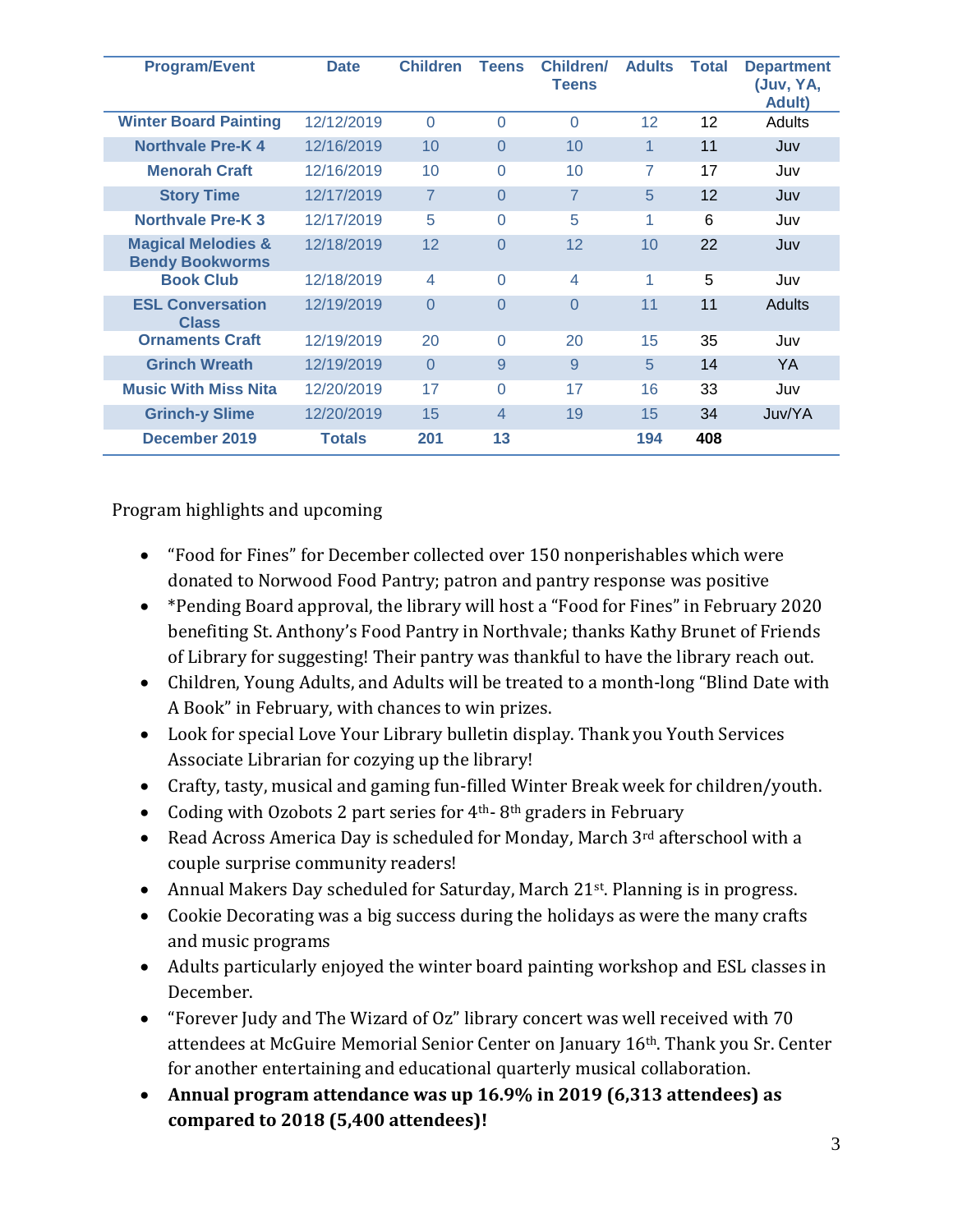| Program/Event | Date | Children | Teens | Children/ Teens | Adults | Total | Department (Juv, YA, Adult) |
|---|---|---|---|---|---|---|---|
| **Winter Board Painting** | 12/12/2019 | 0 | 0 | 0 | 12 | 12 | Adults |
| **Northvale Pre-K 4** | 12/16/2019 | 10 | 0 | 10 | 1 | 11 | Juv |
| **Menorah Craft** | 12/16/2019 | 10 | 0 | 10 | 7 | 17 | Juv |
| **Story Time** | 12/17/2019 | 7 | 0 | 7 | 5 | 12 | Juv |
| **Northvale Pre-K 3** | 12/17/2019 | 5 | 0 | 5 | 1 | 6 | Juv |
| **Magical Melodies & Bendy Bookworms** | 12/18/2019 | 12 | 0 | 12 | 10 | 22 | Juv |
| **Book Club** | 12/18/2019 | 4 | 0 | 4 | 1 | 5 | Juv |
| **ESL Conversation Class** | 12/19/2019 | 0 | 0 | 0 | 11 | 11 | Adults |
| **Ornaments Craft** | 12/19/2019 | 20 | 0 | 20 | 15 | 35 | Juv |
| **Grinch Wreath** | 12/19/2019 | 0 | 9 | 9 | 5 | 14 | YA |
| **Music With Miss Nita** | 12/20/2019 | 17 | 0 | 17 | 16 | 33 | Juv |
| **Grinch-y Slime** | 12/20/2019 | 15 | 4 | 19 | 15 | 34 | Juv/YA |
| **December 2019** | **Totals** | **201** | **13** | | **194** | **408** | |

Program highlights and upcoming

- "Food for Fines" for December collected over 150 nonperishables which were donated to Norwood Food Pantry; patron and pantry response was positive
- *Pending Board approval, the library will host a "Food for Fines" in February 2020 benefiting St. Anthony's Food Pantry in Northvale; thanks Kathy Brunet of Friends of Library for suggesting! Their pantry was thankful to have the library reach out.
- Children, Young Adults, and Adults will be treated to a month-long "Blind Date with A Book" in February, with chances to win prizes.
- Look for special Love Your Library bulletin display. Thank you Youth Services Associate Librarian for cozying up the library!
- Crafty, tasty, musical and gaming fun-filled Winter Break week for children/youth.
- Coding with Ozobots 2 part series for 4th- 8th graders in February
- Read Across America Day is scheduled for Monday, March 3rd afterschool with a couple surprise community readers!
- Annual Makers Day scheduled for Saturday, March 21st. Planning is in progress.
- Cookie Decorating was a big success during the holidays as were the many crafts and music programs
- Adults particularly enjoyed the winter board painting workshop and ESL classes in December.
- "Forever Judy and The Wizard of Oz" library concert was well received with 70 attendees at McGuire Memorial Senior Center on January 16th. Thank you Sr. Center for another entertaining and educational quarterly musical collaboration.
- **Annual program attendance was up 16.9% in 2019 (6,313 attendees) as compared to 2018 (5,400 attendees)!**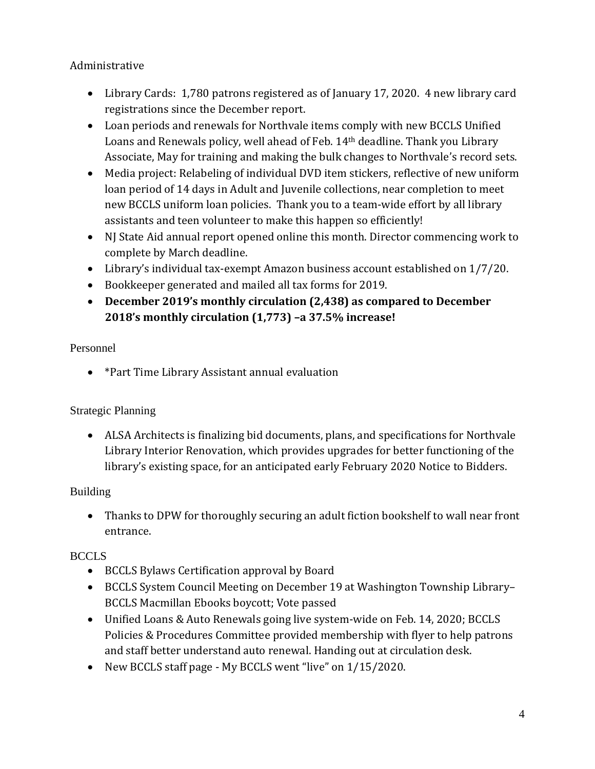## Administrative

- Library Cards: 1,780 patrons registered as of January 17, 2020. 4 new library card registrations since the December report.
- Loan periods and renewals for Northvale items comply with new BCCLS Unified Loans and Renewals policy, well ahead of Feb. 14th deadline. Thank you Library Associate, May for training and making the bulk changes to Northvale's record sets.
- Media project: Relabeling of individual DVD item stickers, reflective of new uniform loan period of 14 days in Adult and Juvenile collections, near completion to meet new BCCLS uniform loan policies. Thank you to a team-wide effort by all library assistants and teen volunteer to make this happen so efficiently!
- NJ State Aid annual report opened online this month. Director commencing work to complete by March deadline.
- Library's individual tax-exempt Amazon business account established on 1/7/20.
- Bookkeeper generated and mailed all tax forms for 2019.
- **December 2019's monthly circulation (2,438) as compared to December 2018's monthly circulation (1,773) –a 37.5% increase!**

## Personnel

- *Part Time Library Assistant annual evaluation

## Strategic Planning

- ALSA Architects is finalizing bid documents, plans, and specifications for Northvale Library Interior Renovation, which provides upgrades for better functioning of the library's existing space, for an anticipated early February 2020 Notice to Bidders.

## Building

- Thanks to DPW for thoroughly securing an adult fiction bookshelf to wall near front entrance.

## BCCLS

- BCCLS Bylaws Certification approval by Board
- BCCLS System Council Meeting on December 19 at Washington Township Library– BCCLS Macmillan Ebooks boycott; Vote passed
- Unified Loans & Auto Renewals going live system-wide on Feb. 14, 2020; BCCLS Policies & Procedures Committee provided membership with flyer to help patrons and staff better understand auto renewal. Handing out at circulation desk.
- New BCCLS staff page - My BCCLS went "live" on 1/15/2020.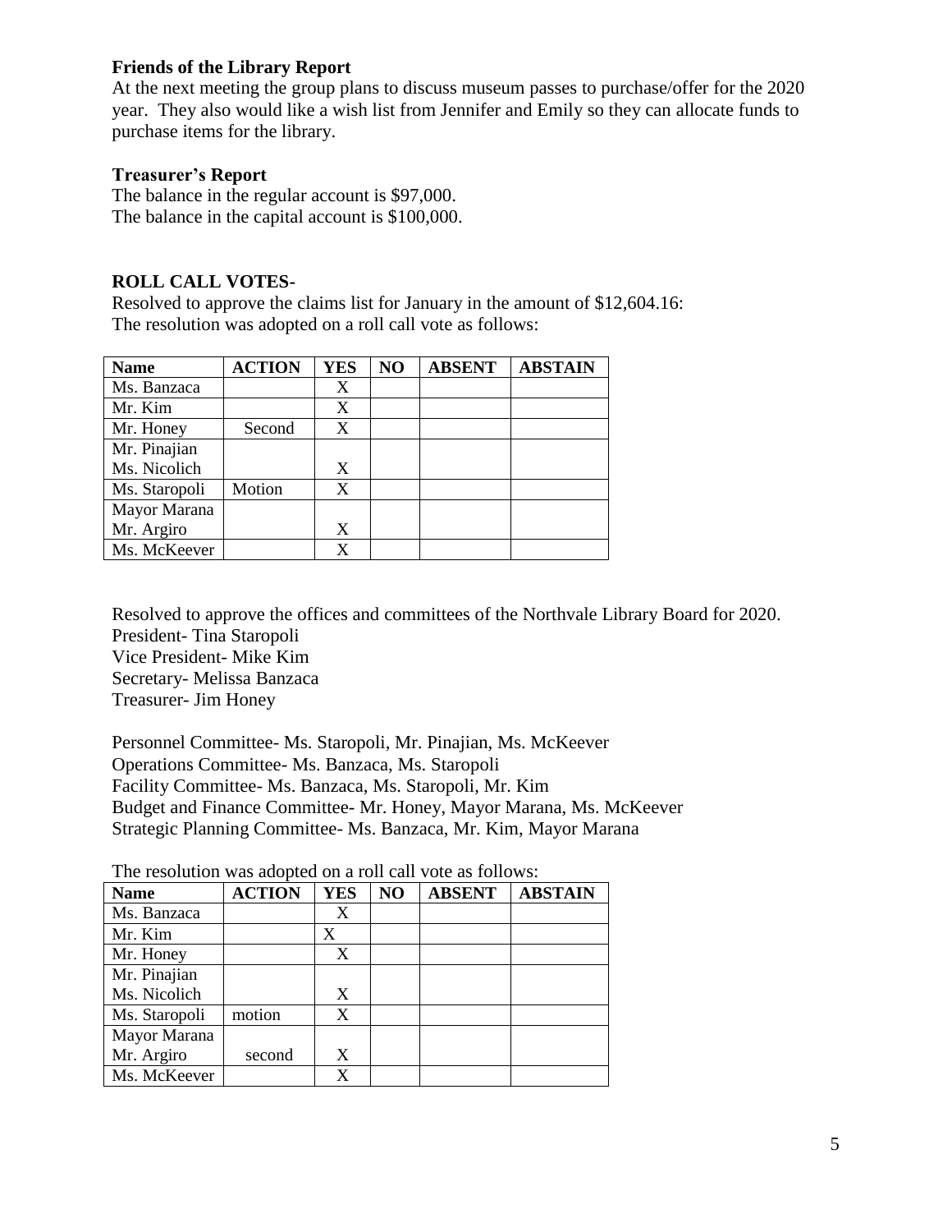**Friends of the Library Report**

At the next meeting the group plans to discuss museum passes to purchase/offer for the 2020 year. They also would like a wish list from Jennifer and Emily so they can allocate funds to purchase items for the library.

**Treasurer's Report**

The balance in the regular account is $97,000.
The balance in the capital account is $100,000.

**ROLL CALL VOTES-**

Resolved to approve the claims list for January in the amount of $12,604.16:
The resolution was adopted on a roll call vote as follows:

| Name | ACTION | YES | NO | ABSENT | ABSTAIN |
|---|---|---|---|---|---|
| Ms. Banzaca | | X | | | |
| Mr. Kim | | X | | | |
| Mr. Honey | Second | X | | | |
| Mr. Pinajian | | | | | |
| Ms. Nicolich | | X | | | |
| Ms. Staropoli | Motion | X | | | |
| Mayor Marana | | | | | |
| Mr. Argiro | | X | | | |
| Ms. McKeever | | X | | | |

Resolved to approve the offices and committees of the Northvale Library Board for 2020.
President- Tina Staropoli
Vice President- Mike Kim
Secretary- Melissa Banzaca
Treasurer- Jim Honey

Personnel Committee- Ms. Staropoli, Mr. Pinajian, Ms. McKeever
Operations Committee- Ms. Banzaca, Ms. Staropoli
Facility Committee- Ms. Banzaca, Ms. Staropoli, Mr. Kim
Budget and Finance Committee- Mr. Honey, Mayor Marana, Ms. McKeever
Strategic Planning Committee- Ms. Banzaca, Mr. Kim, Mayor Marana

The resolution was adopted on a roll call vote as follows:

| Name | ACTION | YES | NO | ABSENT | ABSTAIN |
|---|---|---|---|---|---|
| Ms. Banzaca | | X | | | |
| Mr. Kim | | X | | | |
| Mr. Honey | | X | | | |
| Mr. Pinajian | | | | | |
| Ms. Nicolich | | X | | | |
| Ms. Staropoli | motion | X | | | |
| Mayor Marana | | | | | |
| Mr. Argiro | second | X | | | |
| Ms. McKeever | | X | | | |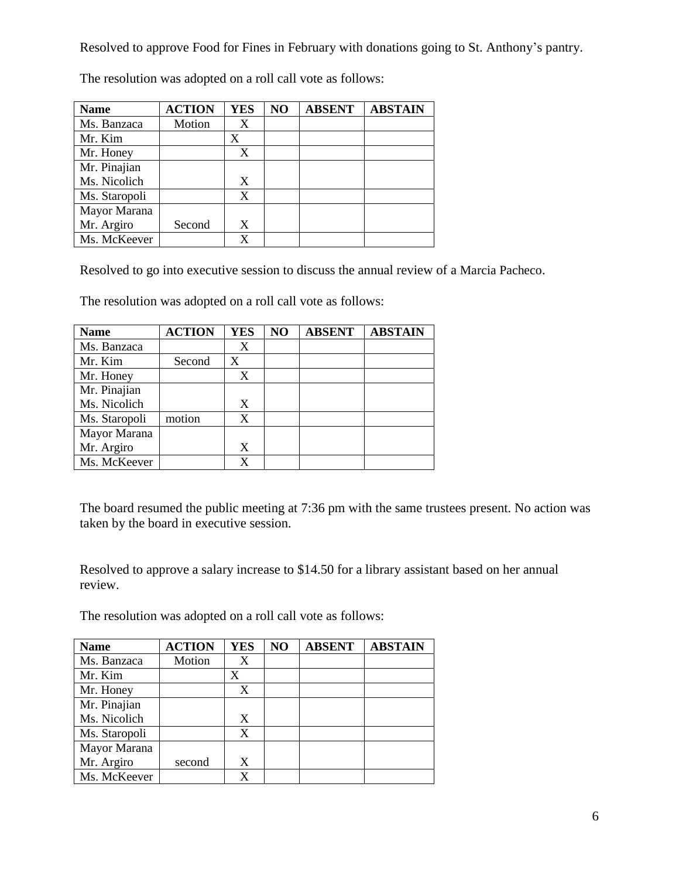Resolved to approve Food for Fines in February with donations going to St. Anthony's pantry.

The resolution was adopted on a roll call vote as follows:

| Name | ACTION | YES | NO | ABSENT | ABSTAIN |
|---|---|---|---|---|---|
| Ms. Banzaca | Motion | X | | | |
| Mr. Kim | | X | | | |
| Mr. Honey | | X | | | |
| Mr. Pinajian | | | | | |
| Ms. Nicolich | | X | | | |
| Ms. Staropoli | | X | | | |
| Mayor Marana | | | | | |
| Mr. Argiro | Second | X | | | |
| Ms. McKeever | | X | | | |

Resolved to go into executive session to discuss the annual review of a Marcia Pacheco.

The resolution was adopted on a roll call vote as follows:

| Name | ACTION | YES | NO | ABSENT | ABSTAIN |
|---|---|---|---|---|---|
| Ms. Banzaca | | X | | | |
| Mr. Kim | Second | X | | | |
| Mr. Honey | | X | | | |
| Mr. Pinajian | | | | | |
| Ms. Nicolich | | X | | | |
| Ms. Staropoli | motion | X | | | |
| Mayor Marana | | | | | |
| Mr. Argiro | | X | | | |
| Ms. McKeever | | X | | | |

The board resumed the public meeting at 7:36 pm with the same trustees present. No action was taken by the board in executive session.

Resolved to approve a salary increase to $14.50 for a library assistant based on her annual review.

The resolution was adopted on a roll call vote as follows:

| Name | ACTION | YES | NO | ABSENT | ABSTAIN |
|---|---|---|---|---|---|
| Ms. Banzaca | Motion | X | | | |
| Mr. Kim | | X | | | |
| Mr. Honey | | X | | | |
| Mr. Pinajian | | | | | |
| Ms. Nicolich | | X | | | |
| Ms. Staropoli | | X | | | |
| Mayor Marana | | | | | |
| Mr. Argiro | second | X | | | |
| Ms. McKeever | | X | | | |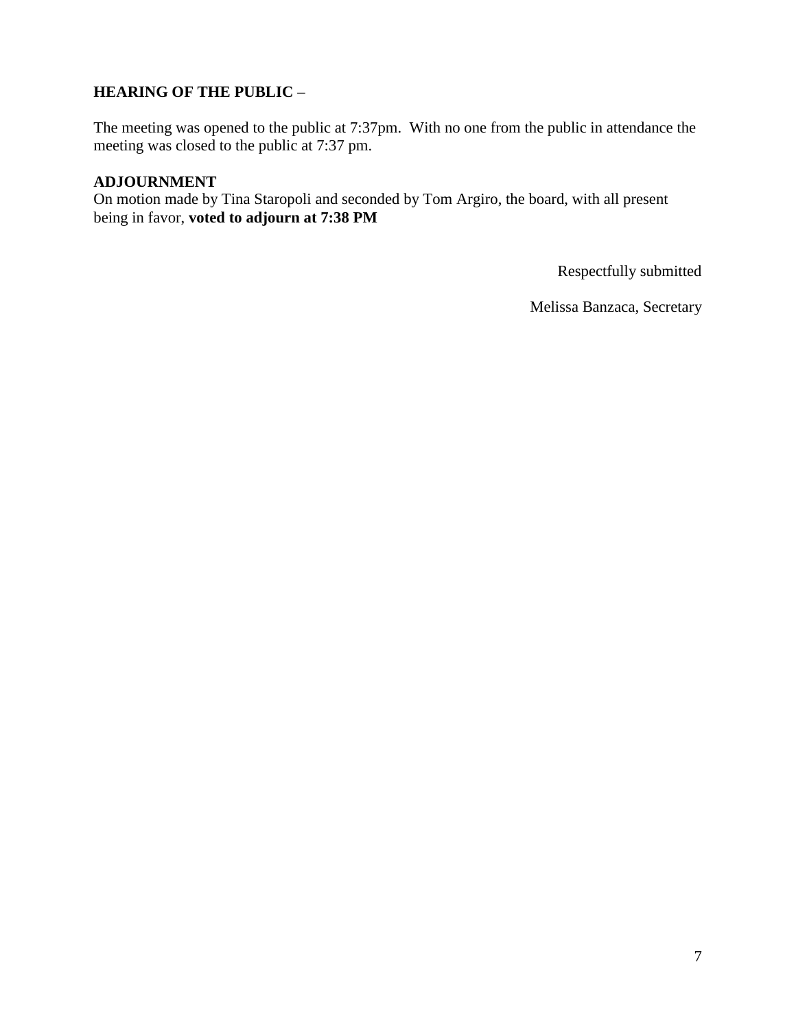**HEARING OF THE PUBLIC –**

The meeting was opened to the public at 7:37pm. With no one from the public in attendance the meeting was closed to the public at 7:37 pm.

**ADJOURNMENT**

On motion made by Tina Staropoli and seconded by Tom Argiro, the board, with all present being in favor, **voted to adjourn at 7:38 PM**

Respectfully submitted

Melissa Banzaca, Secretary